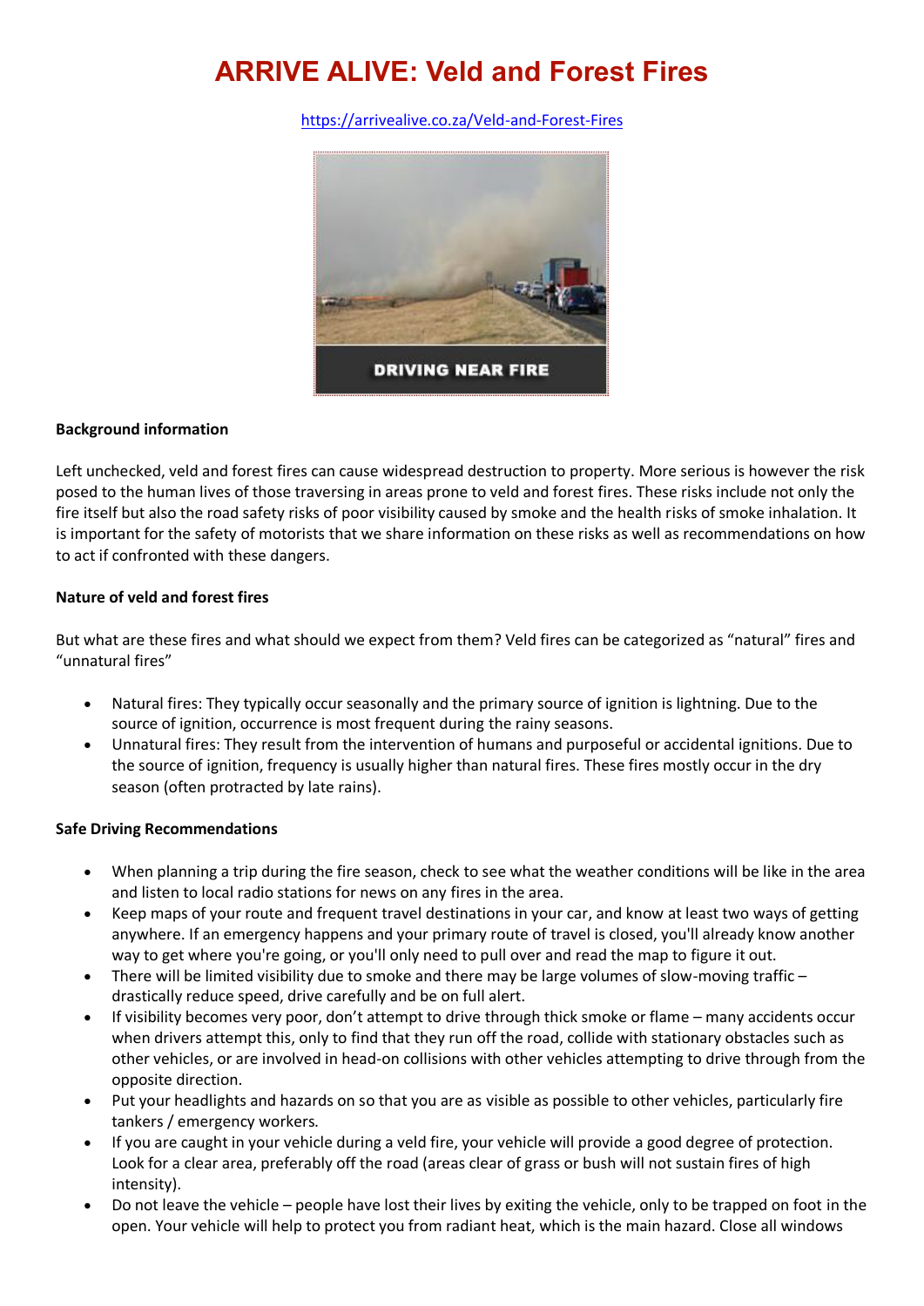# ARRIVE ALIVE: Veld and Forest Fires

https://arrivealive.co.za/Veld-and-Forest-Fires

**Background information**

Left unchecked, veld and forest fires can cause widespread destruction to property. More serious is however the risk posed to the human lives of those traversing in areas prone to veld and forest fires. These risks include not only the fire itself but also the road safety risks of poor visibility caused by smoke and the health risks of smoke inhalation. It is important for the safety of motorists that we share information on these risks as well as recommendations on how to act if confronted with these dangers.

**Nature of veld and forest fires**

But what are these fires and what should we expect from them? Veld fires can be categorized as "natural" fires and "unnatural fires"

- Natural fires: They typically occur seasonally and the primary source of ignition is lightning. Due to the source of ignition, occurrence is most frequent during the rainy seasons.
- Unnatural fires: They result from the intervention of humans and purposeful or accidental ignitions. Due to the source of ignition, frequency is usually higher than natural fires. These fires mostly occur in the dry season (often protracted by late rains).

**Safe Driving Recommendations**

- When planning a trip during the fire season, check to see what the weather conditions will be like in the area and listen to local radio stations for news on any fires in the area.
- Keep maps of your route and frequent travel destinations in your car, and know at least two ways of getting anywhere. If an emergency happens and your primary route of travel is closed, you'll already know another way to get where you're going, or you'll only need to pull over and read the map to figure it out.
- There will be limited visibility due to smoke and there may be large volumes of slow-moving traffic – drastically reduce speed, drive carefully and be on full alert.
- If visibility becomes very poor, don't attempt to drive through thick smoke or flame – many accidents occur when drivers attempt this, only to find that they run off the road, collide with stationary obstacles such as other vehicles, or are involved in head-on collisions with other vehicles attempting to drive through from the opposite direction.
- Put your headlights and hazards on so that you are as visible as possible to other vehicles, particularly fire tankers / emergency workers.
- If you are caught in your vehicle during a veld fire, your vehicle will provide a good degree of protection. Look for a clear area, preferably off the road (areas clear of grass or bush will not sustain fires of high intensity).
- Do not leave the vehicle – people have lost their lives by exiting the vehicle, only to be trapped on foot in the open. Your vehicle will help to protect you from radiant heat, which is the main hazard. Close all windows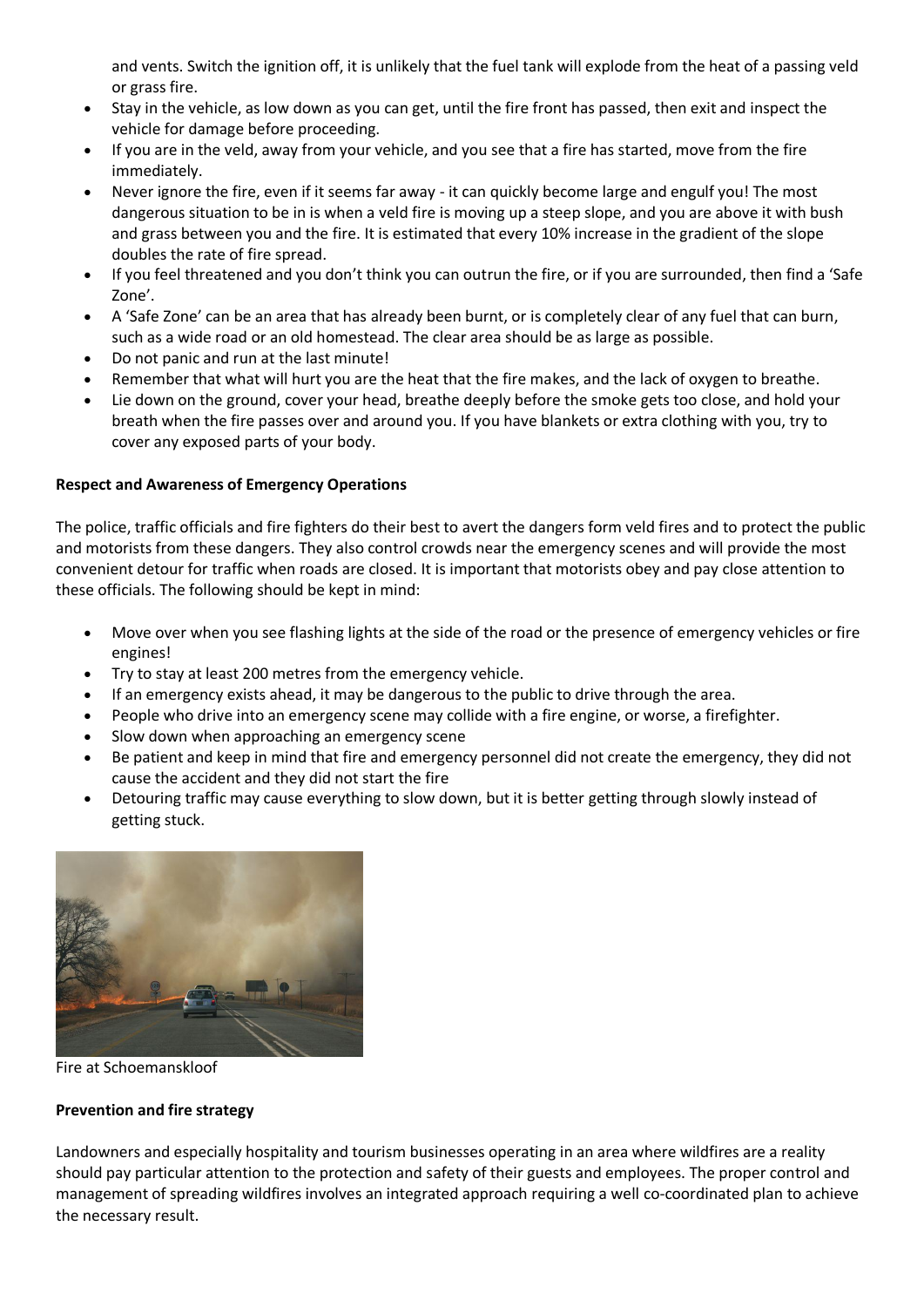and vents. Switch the ignition off, it is unlikely that the fuel tank will explode from the heat of a passing veld or grass fire.

- Stay in the vehicle, as low down as you can get, until the fire front has passed, then exit and inspect the vehicle for damage before proceeding.
- If you are in the veld, away from your vehicle, and you see that a fire has started, move from the fire immediately.
- Never ignore the fire, even if it seems far away - it can quickly become large and engulf you! The most dangerous situation to be in is when a veld fire is moving up a steep slope, and you are above it with bush and grass between you and the fire. It is estimated that every 10% increase in the gradient of the slope doubles the rate of fire spread.
- If you feel threatened and you don't think you can outrun the fire, or if you are surrounded, then find a 'Safe Zone'.
- A 'Safe Zone' can be an area that has already been burnt, or is completely clear of any fuel that can burn, such as a wide road or an old homestead. The clear area should be as large as possible.
- Do not panic and run at the last minute!
- Remember that what will hurt you are the heat that the fire makes, and the lack of oxygen to breathe.
- Lie down on the ground, cover your head, breathe deeply before the smoke gets too close, and hold your breath when the fire passes over and around you. If you have blankets or extra clothing with you, try to cover any exposed parts of your body.

**Respect and Awareness of Emergency Operations**

The police, traffic officials and fire fighters do their best to avert the dangers form veld fires and to protect the public and motorists from these dangers. They also control crowds near the emergency scenes and will provide the most convenient detour for traffic when roads are closed. It is important that motorists obey and pay close attention to these officials. The following should be kept in mind:

- Move over when you see flashing lights at the side of the road or the presence of emergency vehicles or fire engines!
- Try to stay at least 200 metres from the emergency vehicle.
- If an emergency exists ahead, it may be dangerous to the public to drive through the area.
- People who drive into an emergency scene may collide with a fire engine, or worse, a firefighter.
- Slow down when approaching an emergency scene
- Be patient and keep in mind that fire and emergency personnel did not create the emergency, they did not cause the accident and they did not start the fire
- Detouring traffic may cause everything to slow down, but it is better getting through slowly instead of getting stuck.

Fire at Schoemanskloof

**Prevention and fire strategy**

Landowners and especially hospitality and tourism businesses operating in an area where wildfires are a reality should pay particular attention to the protection and safety of their guests and employees. The proper control and management of spreading wildfires involves an integrated approach requiring a well co-coordinated plan to achieve the necessary result.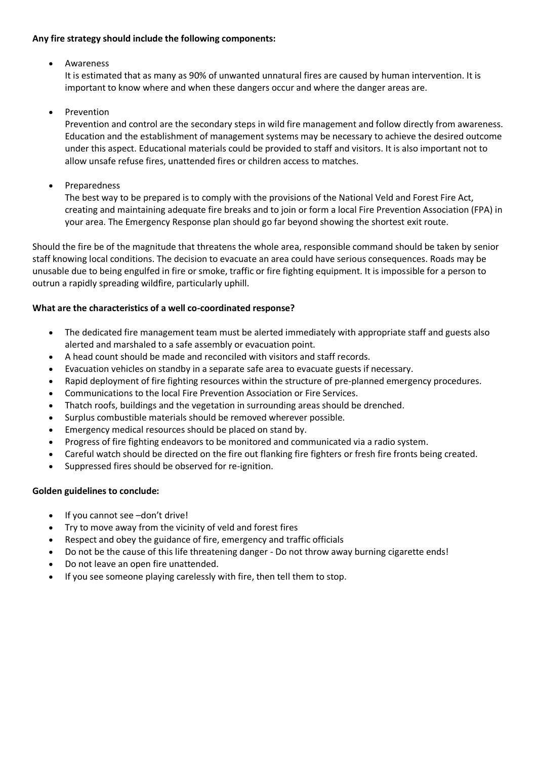**Any fire strategy should include the following components:**

- Awareness

  It is estimated that as many as 90% of unwanted unnatural fires are caused by human intervention. It is important to know where and when these dangers occur and where the danger areas are.

- Prevention

  Prevention and control are the secondary steps in wild fire management and follow directly from awareness. Education and the establishment of management systems may be necessary to achieve the desired outcome under this aspect. Educational materials could be provided to staff and visitors. It is also important not to allow unsafe refuse fires, unattended fires or children access to matches.

- Preparedness

  The best way to be prepared is to comply with the provisions of the National Veld and Forest Fire Act, creating and maintaining adequate fire breaks and to join or form a local Fire Prevention Association (FPA) in your area. The Emergency Response plan should go far beyond showing the shortest exit route.

Should the fire be of the magnitude that threatens the whole area, responsible command should be taken by senior staff knowing local conditions. The decision to evacuate an area could have serious consequences. Roads may be unusable due to being engulfed in fire or smoke, traffic or fire fighting equipment. It is impossible for a person to outrun a rapidly spreading wildfire, particularly uphill.

**What are the characteristics of a well co-coordinated response?**

- The dedicated fire management team must be alerted immediately with appropriate staff and guests also alerted and marshaled to a safe assembly or evacuation point.
- A head count should be made and reconciled with visitors and staff records.
- Evacuation vehicles on standby in a separate safe area to evacuate guests if necessary.
- Rapid deployment of fire fighting resources within the structure of pre-planned emergency procedures.
- Communications to the local Fire Prevention Association or Fire Services.
- Thatch roofs, buildings and the vegetation in surrounding areas should be drenched.
- Surplus combustible materials should be removed wherever possible.
- Emergency medical resources should be placed on stand by.
- Progress of fire fighting endeavors to be monitored and communicated via a radio system.
- Careful watch should be directed on the fire out flanking fire fighters or fresh fire fronts being created.
- Suppressed fires should be observed for re-ignition.

**Golden guidelines to conclude:**

- If you cannot see –don't drive!
- Try to move away from the vicinity of veld and forest fires
- Respect and obey the guidance of fire, emergency and traffic officials
- Do not be the cause of this life threatening danger - Do not throw away burning cigarette ends!
- Do not leave an open fire unattended.
- If you see someone playing carelessly with fire, then tell them to stop.